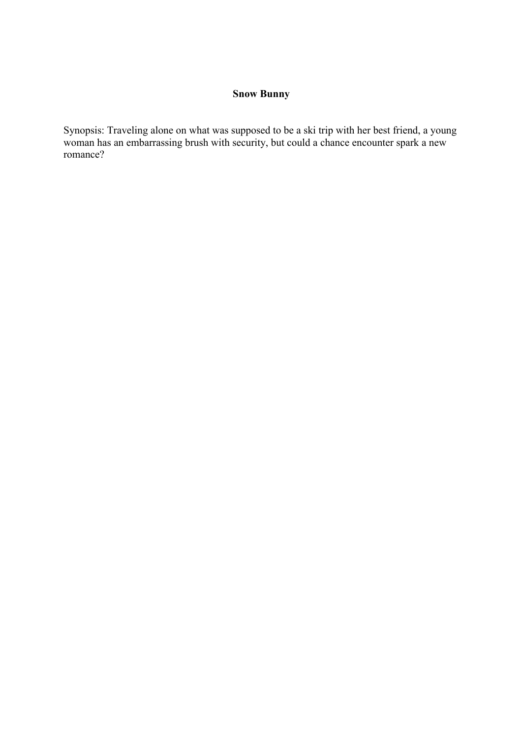# Snow Bunny

Synopsis: Traveling alone on what was supposed to be a ski trip with her best friend, a young woman has an embarrassing brush with security, but could a chance encounter spark a new romance?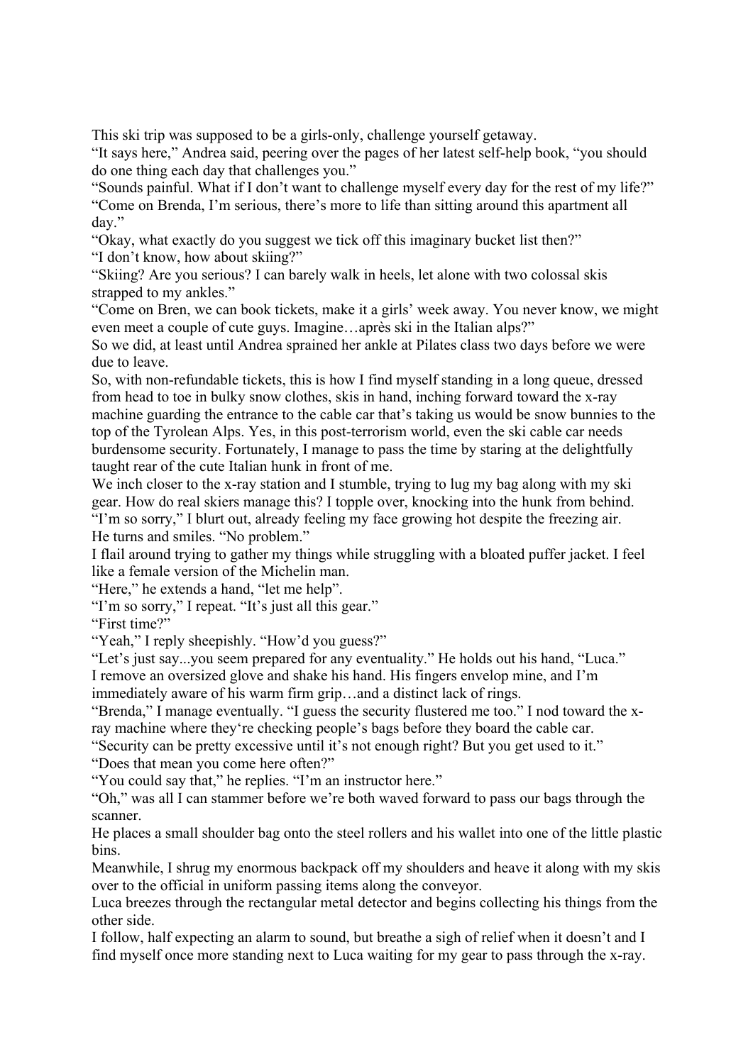This ski trip was supposed to be a girls-only, challenge yourself getaway.

"It says here," Andrea said, peering over the pages of her latest self-help book, "you should do one thing each day that challenges you."

"Sounds painful. What if I don't want to challenge myself every day for the rest of my life?"

"Come on Brenda, I'm serious, there's more to life than sitting around this apartment all day."

"Okay, what exactly do you suggest we tick off this imaginary bucket list then?"

"I don't know, how about skiing?"

"Skiing? Are you serious? I can barely walk in heels, let alone with two colossal skis strapped to my ankles."

"Come on Bren, we can book tickets, make it a girls' week away. You never know, we might even meet a couple of cute guys. Imagine…après ski in the Italian alps?"

So we did, at least until Andrea sprained her ankle at Pilates class two days before we were due to leave.

So, with non-refundable tickets, this is how I find myself standing in a long queue, dressed from head to toe in bulky snow clothes, skis in hand, inching forward toward the x-ray machine guarding the entrance to the cable car that's taking us would be snow bunnies to the top of the Tyrolean Alps. Yes, in this post-terrorism world, even the ski cable car needs burdensome security. Fortunately, I manage to pass the time by staring at the delightfully taught rear of the cute Italian hunk in front of me.

We inch closer to the x-ray station and I stumble, trying to lug my bag along with my ski gear. How do real skiers manage this? I topple over, knocking into the hunk from behind.

"I'm so sorry," I blurt out, already feeling my face growing hot despite the freezing air.

He turns and smiles. "No problem."

I flail around trying to gather my things while struggling with a bloated puffer jacket. I feel like a female version of the Michelin man.

"Here," he extends a hand, "let me help".

"I'm so sorry," I repeat. "It's just all this gear."

"First time?"

"Yeah," I reply sheepishly. "How'd you guess?"

"Let's just say...you seem prepared for any eventuality." He holds out his hand, "Luca."

I remove an oversized glove and shake his hand. His fingers envelop mine, and I'm immediately aware of his warm firm grip…and a distinct lack of rings.

"Brenda," I manage eventually. "I guess the security flustered me too." I nod toward the x-ray machine where they're checking people's bags before they board the cable car.

"Security can be pretty excessive until it's not enough right? But you get used to it."

"Does that mean you come here often?"

"You could say that," he replies. "I'm an instructor here."

"Oh," was all I can stammer before we're both waved forward to pass our bags through the scanner.

He places a small shoulder bag onto the steel rollers and his wallet into one of the little plastic bins.

Meanwhile, I shrug my enormous backpack off my shoulders and heave it along with my skis over to the official in uniform passing items along the conveyor.

Luca breezes through the rectangular metal detector and begins collecting his things from the other side.

I follow, half expecting an alarm to sound, but breathe a sigh of relief when it doesn't and I find myself once more standing next to Luca waiting for my gear to pass through the x-ray.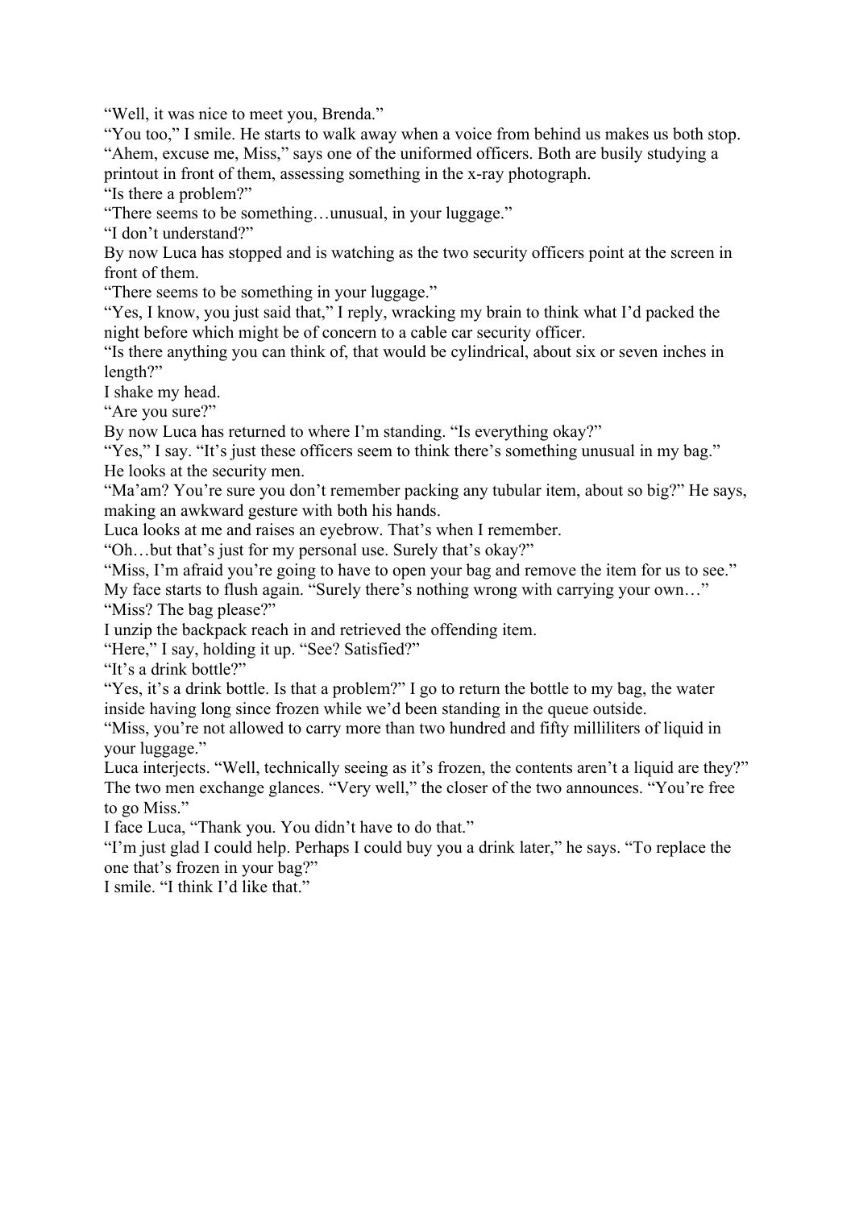"Well, it was nice to meet you, Brenda."

"You too," I smile. He starts to walk away when a voice from behind us makes us both stop.

"Ahem, excuse me, Miss," says one of the uniformed officers. Both are busily studying a printout in front of them, assessing something in the x-ray photograph.

"Is there a problem?"

"There seems to be something…unusual, in your luggage."

"I don't understand?"

By now Luca has stopped and is watching as the two security officers point at the screen in front of them.

"There seems to be something in your luggage."

"Yes, I know, you just said that," I reply, wracking my brain to think what I'd packed the night before which might be of concern to a cable car security officer.

"Is there anything you can think of, that would be cylindrical, about six or seven inches in length?"

I shake my head.

"Are you sure?"

By now Luca has returned to where I'm standing. "Is everything okay?"

"Yes," I say. "It's just these officers seem to think there's something unusual in my bag."

He looks at the security men.

"Ma'am? You're sure you don't remember packing any tubular item, about so big?" He says, making an awkward gesture with both his hands.

Luca looks at me and raises an eyebrow. That's when I remember.

"Oh…but that's just for my personal use. Surely that's okay?"

"Miss, I'm afraid you're going to have to open your bag and remove the item for us to see."

My face starts to flush again. "Surely there's nothing wrong with carrying your own…"

"Miss? The bag please?"

I unzip the backpack reach in and retrieved the offending item.

"Here," I say, holding it up. "See? Satisfied?"

"It's a drink bottle?"

"Yes, it's a drink bottle. Is that a problem?" I go to return the bottle to my bag, the water inside having long since frozen while we'd been standing in the queue outside.

"Miss, you're not allowed to carry more than two hundred and fifty milliliters of liquid in your luggage."

Luca interjects. "Well, technically seeing as it's frozen, the contents aren't a liquid are they?"

The two men exchange glances. "Very well," the closer of the two announces. "You're free to go Miss."

I face Luca, "Thank you. You didn't have to do that."

"I'm just glad I could help. Perhaps I could buy you a drink later," he says. "To replace the one that's frozen in your bag?"

I smile. "I think I'd like that."